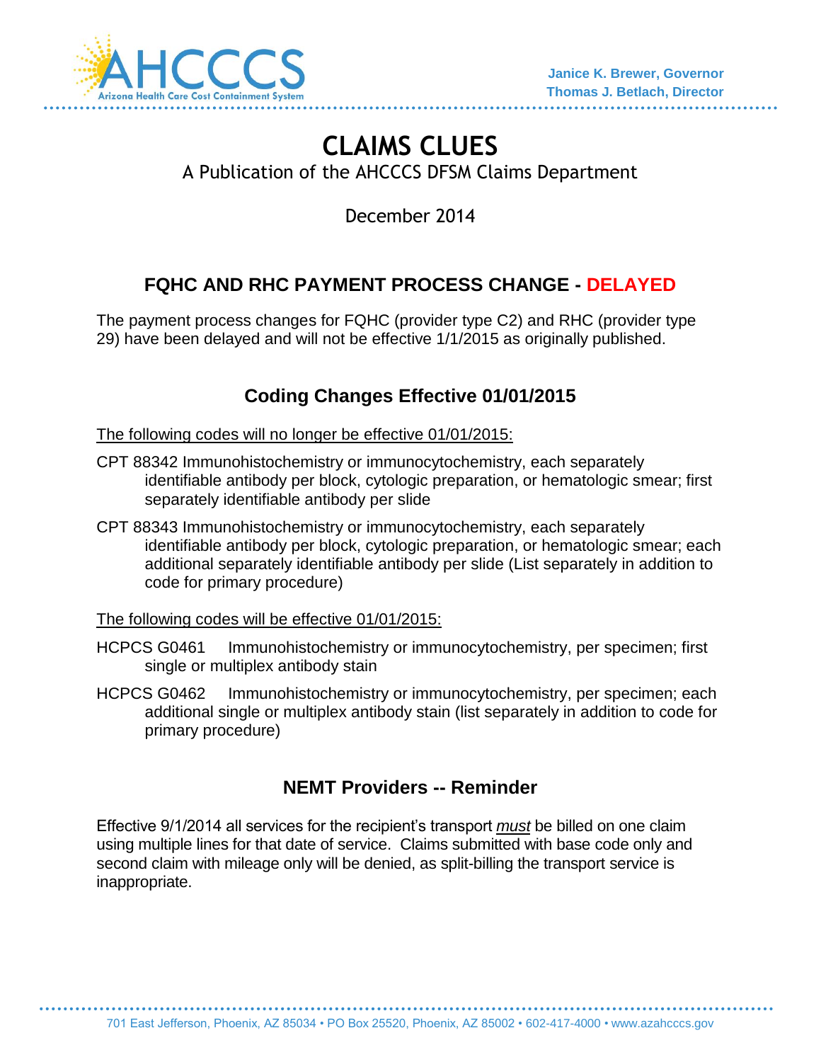AHCCCS
Arizona Health Care Cost Containment System

Janice K. Brewer, Governor
Thomas J. Betlach, Director

# CLAIMS CLUES

A Publication of the AHCCCS DFSM Claims Department

December 2014

## FQHC AND RHC PAYMENT PROCESS CHANGE - DELAYED

The payment process changes for FQHC (provider type C2) and RHC (provider type 29) have been delayed and will not be effective 1/1/2015 as originally published.

## Coding Changes Effective 01/01/2015

The following codes will no longer be effective 01/01/2015:

CPT 88342 Immunohistochemistry or immunocytochemistry, each separately identifiable antibody per block, cytologic preparation, or hematologic smear; first separately identifiable antibody per slide

CPT 88343 Immunohistochemistry or immunocytochemistry, each separately identifiable antibody per block, cytologic preparation, or hematologic smear; each additional separately identifiable antibody per slide (List separately in addition to code for primary procedure)

The following codes will be effective 01/01/2015:

HCPCS G0461 Immunohistochemistry or immunocytochemistry, per specimen; first single or multiplex antibody stain

HCPCS G0462 Immunohistochemistry or immunocytochemistry, per specimen; each additional single or multiplex antibody stain (list separately in addition to code for primary procedure)

## NEMT Providers -- Reminder

Effective 9/1/2014 all services for the recipient's transport *must* be billed on one claim using multiple lines for that date of service. Claims submitted with base code only and second claim with mileage only will be denied, as split-billing the transport service is inappropriate.

701 East Jefferson, Phoenix, AZ 85034 • PO Box 25520, Phoenix, AZ 85002 • 602-417-4000 • www.azahcccs.gov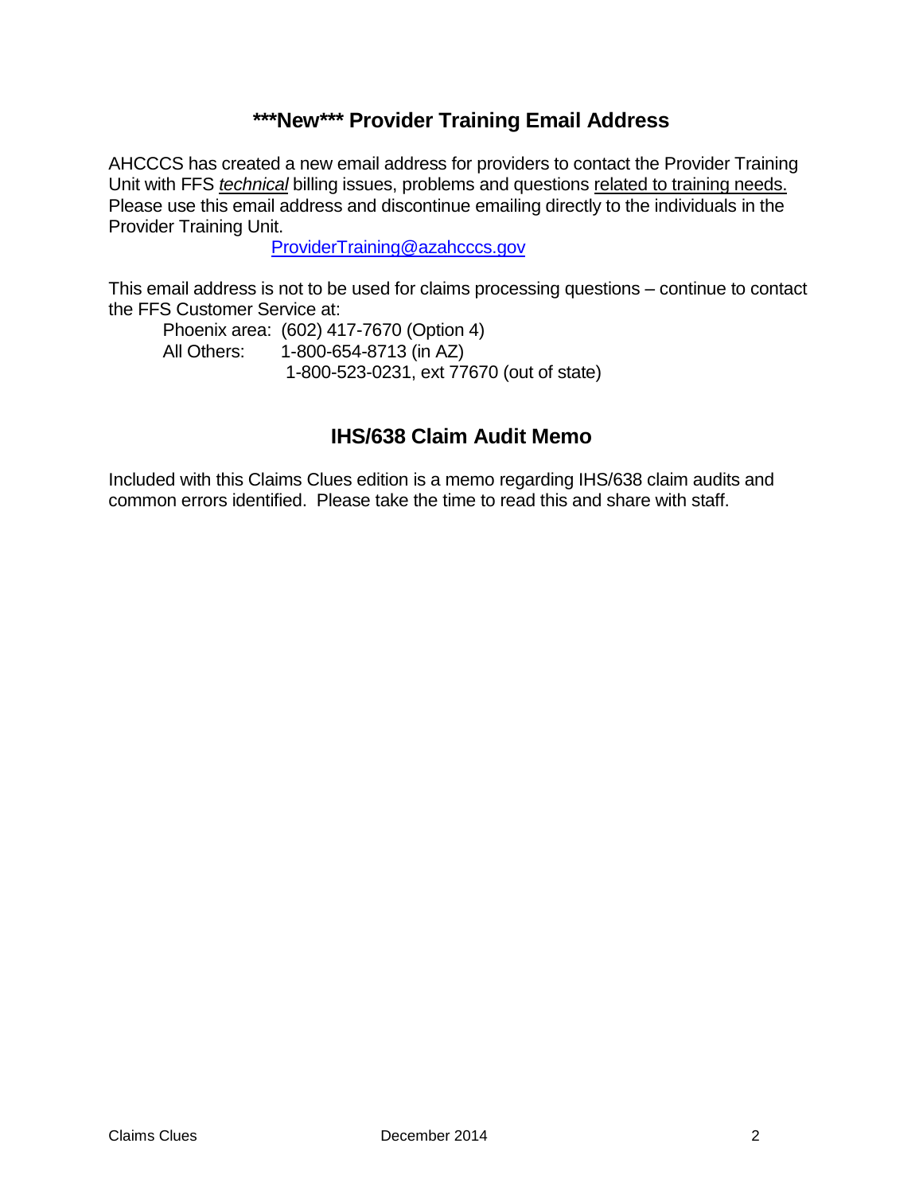## \*\*\*New\*\*\* Provider Training Email Address

AHCCCS has created a new email address for providers to contact the Provider Training Unit with FFS *technical* billing issues, problems and questions related to training needs. Please use this email address and discontinue emailing directly to the individuals in the Provider Training Unit.

ProviderTraining@azahcccs.gov

This email address is not to be used for claims processing questions – continue to contact the FFS Customer Service at:

Phoenix area: (602) 417-7670 (Option 4)
All Others: 1-800-654-8713 (in AZ)
1-800-523-0231, ext 77670 (out of state)

## IHS/638 Claim Audit Memo

Included with this Claims Clues edition is a memo regarding IHS/638 claim audits and common errors identified. Please take the time to read this and share with staff.